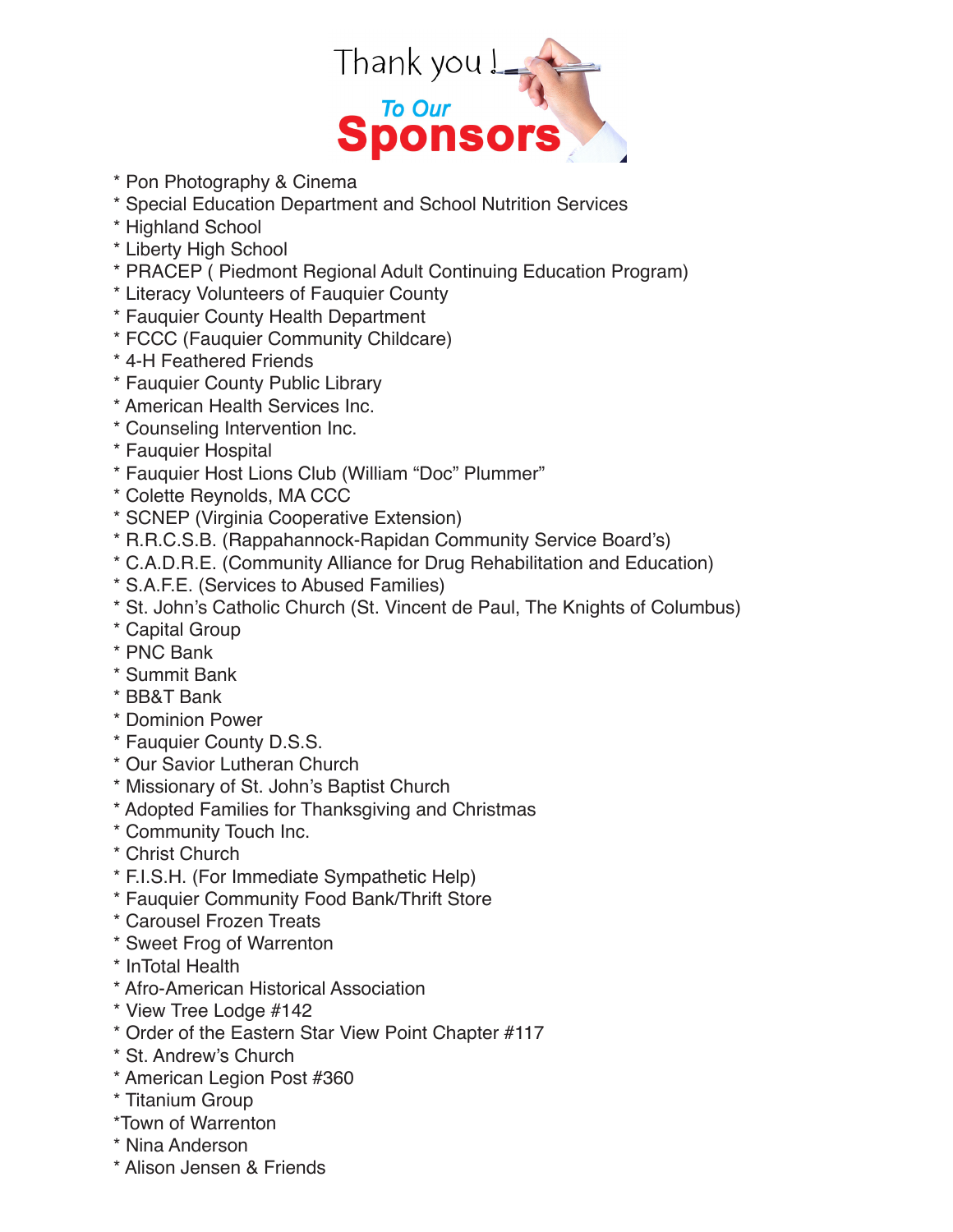# Thank you !

## To Our Sponsors

* Pon Photography & Cinema
* Special Education Department and School Nutrition Services
* Highland School
* Liberty High School
* PRACEP ( Piedmont Regional Adult Continuing Education Program)
* Literacy Volunteers of Fauquier County
* Fauquier County Health Department
* FCCC (Fauquier Community Childcare)
* 4-H Feathered Friends
* Fauquier County Public Library
* American Health Services Inc.
* Counseling Intervention Inc.
* Fauquier Hospital
* Fauquier Host Lions Club (William “Doc” Plummer”
* Colette Reynolds, MA CCC
* SCNEP (Virginia Cooperative Extension)
* R.R.C.S.B. (Rappahannock-Rapidan Community Service Board’s)
* C.A.D.R.E. (Community Alliance for Drug Rehabilitation and Education)
* S.A.F.E. (Services to Abused Families)
* St. John’s Catholic Church (St. Vincent de Paul, The Knights of Columbus)
* Capital Group
* PNC Bank
* Summit Bank
* BB&T Bank
* Dominion Power
* Fauquier County D.S.S.
* Our Savior Lutheran Church
* Missionary of St. John’s Baptist Church
* Adopted Families for Thanksgiving and Christmas
* Community Touch Inc.
* Christ Church
* F.I.S.H. (For Immediate Sympathetic Help)
* Fauquier Community Food Bank/Thrift Store
* Carousel Frozen Treats
* Sweet Frog of Warrenton
* InTotal Health
* Afro-American Historical Association
* View Tree Lodge #142
* Order of the Eastern Star View Point Chapter #117
* St. Andrew’s Church
* American Legion Post #360
* Titanium Group
* Town of Warrenton
* Nina Anderson
* Alison Jensen & Friends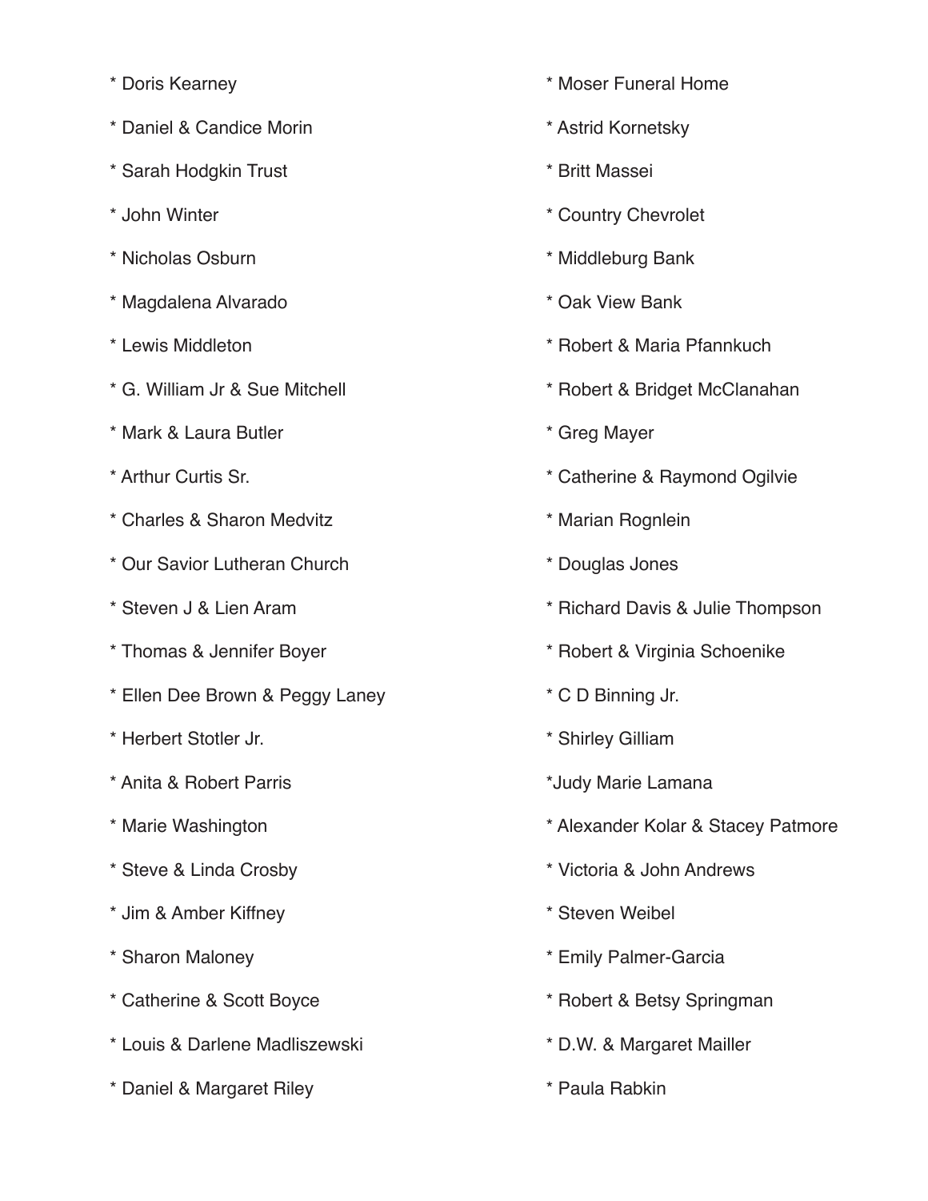* Doris Kearney

* Daniel & Candice Morin

* Sarah Hodgkin Trust

* John Winter

* Nicholas Osburn

* Magdalena Alvarado

* Lewis Middleton

* G. William Jr & Sue Mitchell

* Mark & Laura Butler

* Arthur Curtis Sr.

* Charles & Sharon Medvitz

* Our Savior Lutheran Church

* Steven J & Lien Aram

* Thomas & Jennifer Boyer

* Ellen Dee Brown & Peggy Laney

* Herbert Stotler Jr.

* Anita & Robert Parris

* Marie Washington

* Steve & Linda Crosby

* Jim & Amber Kiffney

* Sharon Maloney

* Catherine & Scott Boyce

* Louis & Darlene Madliszewski

* Daniel & Margaret Riley

* Moser Funeral Home

* Astrid Kornetsky

* Britt Massei

* Country Chevrolet

* Middleburg Bank

* Oak View Bank

* Robert & Maria Pfannkuch

* Robert & Bridget McClanahan

* Greg Mayer

* Catherine & Raymond Ogilvie

* Marian Rognlein

* Douglas Jones

* Richard Davis & Julie Thompson

* Robert & Virginia Schoenike

* C D Binning Jr.

* Shirley Gilliam

*Judy Marie Lamana

* Alexander Kolar & Stacey Patmore

* Victoria & John Andrews

* Steven Weibel

* Emily Palmer-Garcia

* Robert & Betsy Springman

* D.W. & Margaret Mailler

* Paula Rabkin